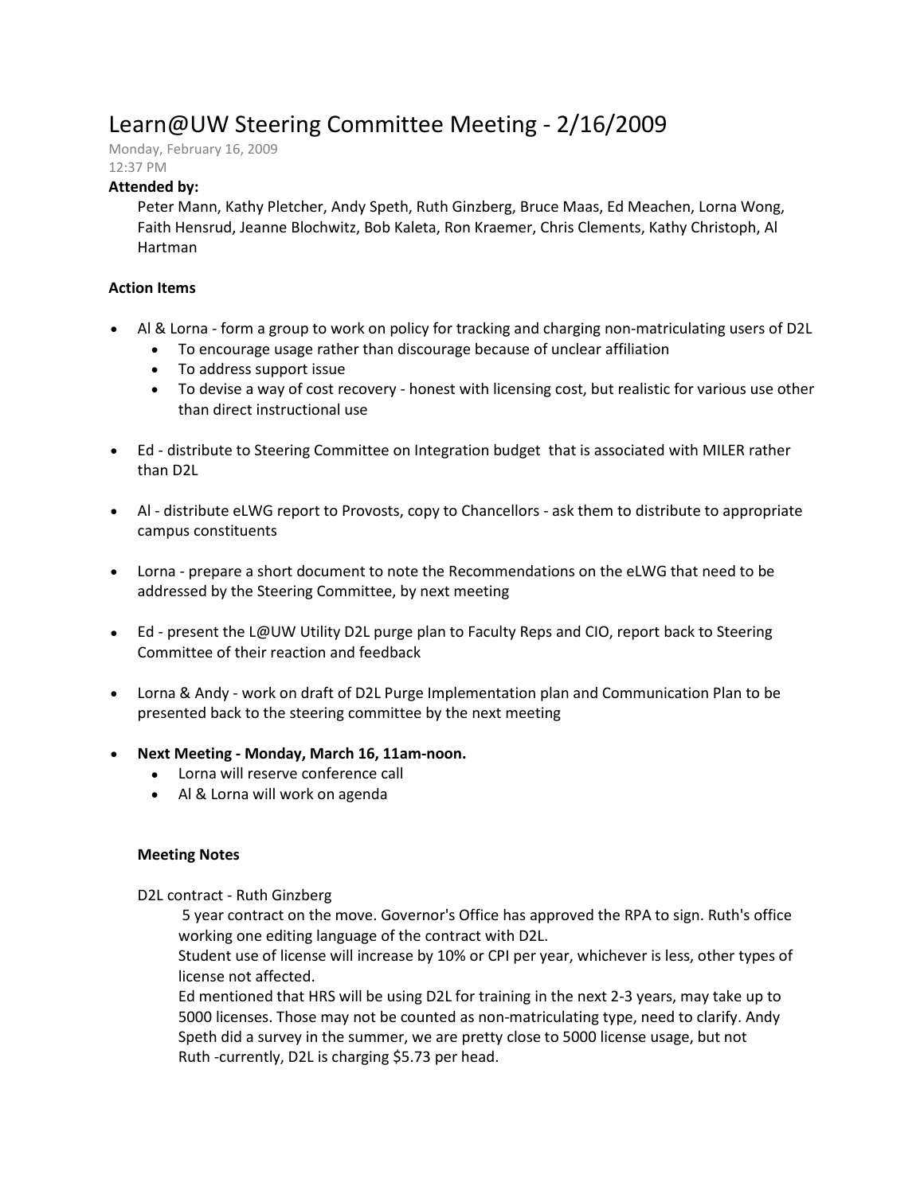# Learn@UW Steering Committee Meeting - 2/16/2009

Monday, February 16, 2009
12:37 PM

**Attended by:**

Peter Mann, Kathy Pletcher, Andy Speth, Ruth Ginzberg, Bruce Maas, Ed Meachen, Lorna Wong, Faith Hensrud, Jeanne Blochwitz, Bob Kaleta, Ron Kraemer, Chris Clements, Kathy Christoph, Al Hartman

**Action Items**

- Al & Lorna - form a group to work on policy for tracking and charging non-matriculating users of D2L
  - To encourage usage rather than discourage because of unclear affiliation
  - To address support issue
  - To devise a way of cost recovery - honest with licensing cost, but realistic for various use other than direct instructional use
- Ed - distribute to Steering Committee on Integration budget that is associated with MILER rather than D2L
- Al - distribute eLWG report to Provosts, copy to Chancellors - ask them to distribute to appropriate campus constituents
- Lorna - prepare a short document to note the Recommendations on the eLWG that need to be addressed by the Steering Committee, by next meeting
- Ed - present the L@UW Utility D2L purge plan to Faculty Reps and CIO, report back to Steering Committee of their reaction and feedback
- Lorna & Andy - work on draft of D2L Purge Implementation plan and Communication Plan to be presented back to the steering committee by the next meeting
- **Next Meeting - Monday, March 16, 11am-noon.**
  - Lorna will reserve conference call
  - Al & Lorna will work on agenda

**Meeting Notes**

D2L contract - Ruth Ginzberg

5 year contract on the move. Governor's Office has approved the RPA to sign. Ruth's office working one editing language of the contract with D2L.

Student use of license will increase by 10% or CPI per year, whichever is less, other types of license not affected.

Ed mentioned that HRS will be using D2L for training in the next 2-3 years, may take up to 5000 licenses. Those may not be counted as non-matriculating type, need to clarify. Andy Speth did a survey in the summer, we are pretty close to 5000 license usage, but not

Ruth -currently, D2L is charging $5.73 per head.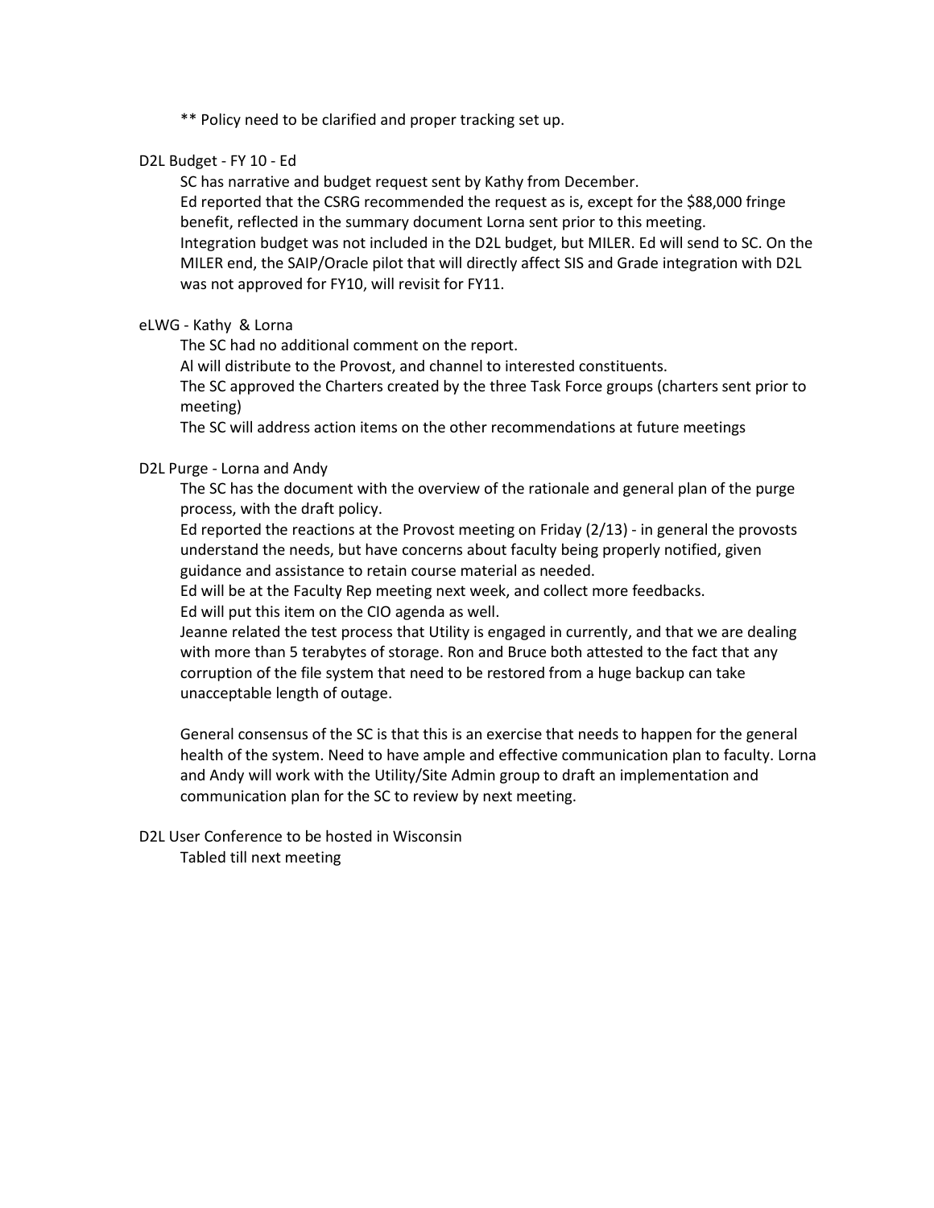** Policy need to be clarified and proper tracking set up.

D2L Budget - FY 10 - Ed

SC has narrative and budget request sent by Kathy from December.
Ed reported that the CSRG recommended the request as is, except for the $88,000 fringe benefit, reflected in the summary document Lorna sent prior to this meeting.
Integration budget was not included in the D2L budget, but MILER. Ed will send to SC. On the MILER end, the SAIP/Oracle pilot that will directly affect SIS and Grade integration with D2L was not approved for FY10, will revisit for FY11.

eLWG - Kathy & Lorna

The SC had no additional comment on the report.
Al will distribute to the Provost, and channel to interested constituents.
The SC approved the Charters created by the three Task Force groups (charters sent prior to meeting)
The SC will address action items on the other recommendations at future meetings

D2L Purge - Lorna and Andy

The SC has the document with the overview of the rationale and general plan of the purge process, with the draft policy.
Ed reported the reactions at the Provost meeting on Friday (2/13) - in general the provosts understand the needs, but have concerns about faculty being properly notified, given guidance and assistance to retain course material as needed.
Ed will be at the Faculty Rep meeting next week, and collect more feedbacks.
Ed will put this item on the CIO agenda as well.
Jeanne related the test process that Utility is engaged in currently, and that we are dealing with more than 5 terabytes of storage. Ron and Bruce both attested to the fact that any corruption of the file system that need to be restored from a huge backup can take unacceptable length of outage.

General consensus of the SC is that this is an exercise that needs to happen for the general health of the system. Need to have ample and effective communication plan to faculty. Lorna and Andy will work with the Utility/Site Admin group to draft an implementation and communication plan for the SC to review by next meeting.

D2L User Conference to be hosted in Wisconsin

Tabled till next meeting